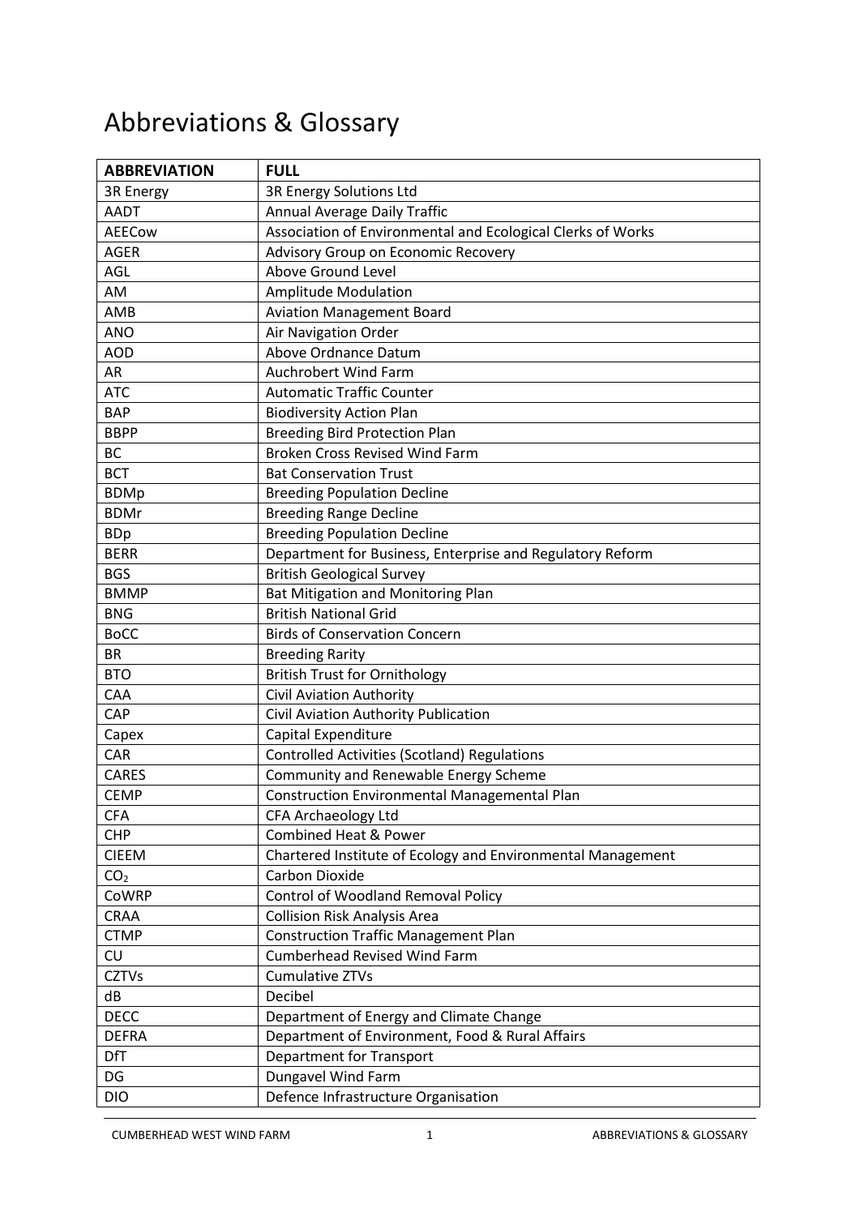# Abbreviations & Glossary

| ABBREVIATION | FULL |
|---|---|
| 3R Energy | 3R Energy Solutions Ltd |
| AADT | Annual Average Daily Traffic |
| AEECow | Association of Environmental and Ecological Clerks of Works |
| AGER | Advisory Group on Economic Recovery |
| AGL | Above Ground Level |
| AM | Amplitude Modulation |
| AMB | Aviation Management Board |
| ANO | Air Navigation Order |
| AOD | Above Ordnance Datum |
| AR | Auchrobert Wind Farm |
| ATC | Automatic Traffic Counter |
| BAP | Biodiversity Action Plan |
| BBPP | Breeding Bird Protection Plan |
| BC | Broken Cross Revised Wind Farm |
| BCT | Bat Conservation Trust |
| BDMp | Breeding Population Decline |
| BDMr | Breeding Range Decline |
| BDp | Breeding Population Decline |
| BERR | Department for Business, Enterprise and Regulatory Reform |
| BGS | British Geological Survey |
| BMMP | Bat Mitigation and Monitoring Plan |
| BNG | British National Grid |
| BoCC | Birds of Conservation Concern |
| BR | Breeding Rarity |
| BTO | British Trust for Ornithology |
| CAA | Civil Aviation Authority |
| CAP | Civil Aviation Authority Publication |
| Capex | Capital Expenditure |
| CAR | Controlled Activities (Scotland) Regulations |
| CARES | Community and Renewable Energy Scheme |
| CEMP | Construction Environmental Managemental Plan |
| CFA | CFA Archaeology Ltd |
| CHP | Combined Heat & Power |
| CIEEM | Chartered Institute of Ecology and Environmental Management |
| $CO_2$ | Carbon Dioxide |
| CoWRP | Control of Woodland Removal Policy |
| CRAA | Collision Risk Analysis Area |
| CTMP | Construction Traffic Management Plan |
| CU | Cumberhead Revised Wind Farm |
| CZTVs | Cumulative ZTVs |
| dB | Decibel |
| DECC | Department of Energy and Climate Change |
| DEFRA | Department of Environment, Food & Rural Affairs |
| DfT | Department for Transport |
| DG | Dungavel Wind Farm |
| DIO | Defence Infrastructure Organisation |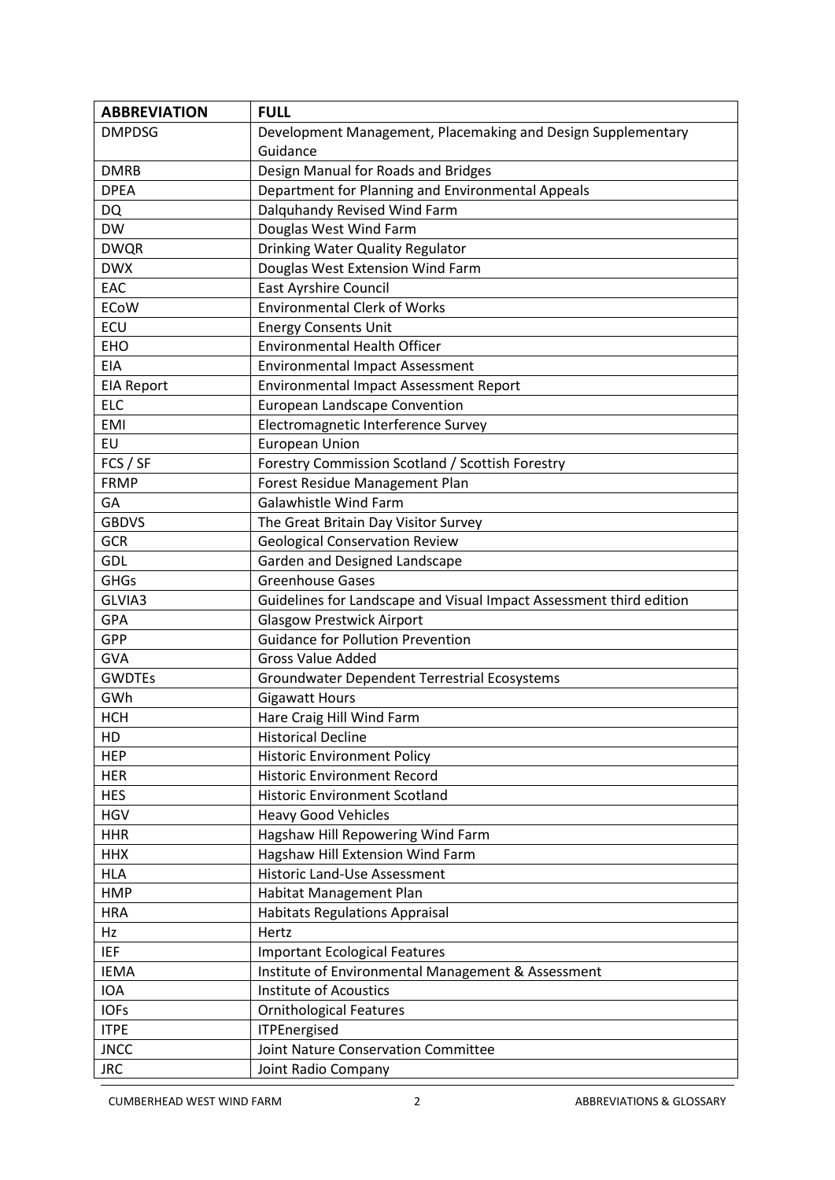| ABBREVIATION | FULL |
|---|---|
| DMPDSG | Development Management, Placemaking and Design Supplementary Guidance |
| DMRB | Design Manual for Roads and Bridges |
| DPEA | Department for Planning and Environmental Appeals |
| DQ | Dalquhandy Revised Wind Farm |
| DW | Douglas West Wind Farm |
| DWQR | Drinking Water Quality Regulator |
| DWX | Douglas West Extension Wind Farm |
| EAC | East Ayrshire Council |
| ECoW | Environmental Clerk of Works |
| ECU | Energy Consents Unit |
| EHO | Environmental Health Officer |
| EIA | Environmental Impact Assessment |
| EIA Report | Environmental Impact Assessment Report |
| ELC | European Landscape Convention |
| EMI | Electromagnetic Interference Survey |
| EU | European Union |
| FCS / SF | Forestry Commission Scotland / Scottish Forestry |
| FRMP | Forest Residue Management Plan |
| GA | Galawhistle Wind Farm |
| GBDVS | The Great Britain Day Visitor Survey |
| GCR | Geological Conservation Review |
| GDL | Garden and Designed Landscape |
| GHGs | Greenhouse Gases |
| GLVIA3 | Guidelines for Landscape and Visual Impact Assessment third edition |
| GPA | Glasgow Prestwick Airport |
| GPP | Guidance for Pollution Prevention |
| GVA | Gross Value Added |
| GWDTEs | Groundwater Dependent Terrestrial Ecosystems |
| GWh | Gigawatt Hours |
| HCH | Hare Craig Hill Wind Farm |
| HD | Historical Decline |
| HEP | Historic Environment Policy |
| HER | Historic Environment Record |
| HES | Historic Environment Scotland |
| HGV | Heavy Good Vehicles |
| HHR | Hagshaw Hill Repowering Wind Farm |
| HHX | Hagshaw Hill Extension Wind Farm |
| HLA | Historic Land-Use Assessment |
| HMP | Habitat Management Plan |
| HRA | Habitats Regulations Appraisal |
| Hz | Hertz |
| IEF | Important Ecological Features |
| IEMA | Institute of Environmental Management & Assessment |
| IOA | Institute of Acoustics |
| IOFs | Ornithological Features |
| ITPE | ITPEnergised |
| JNCC | Joint Nature Conservation Committee |
| JRC | Joint Radio Company |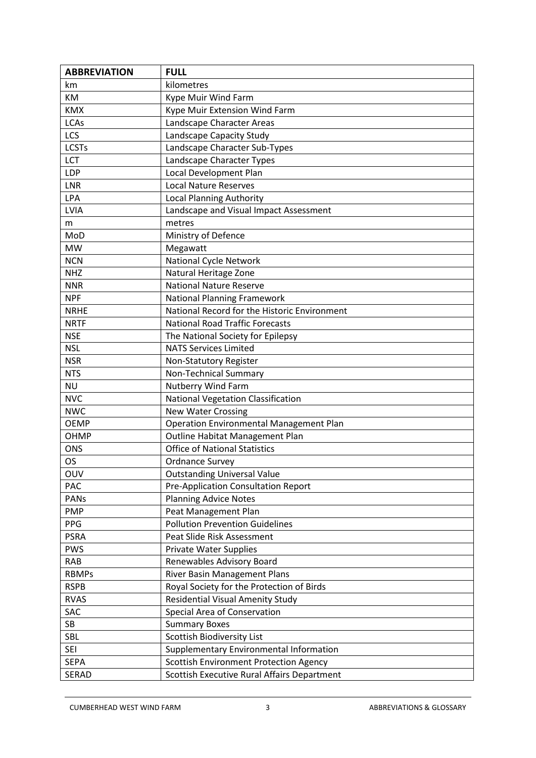| ABBREVIATION | FULL |
| --- | --- |
| km | kilometres |
| KM | Kype Muir Wind Farm |
| KMX | Kype Muir Extension Wind Farm |
| LCAs | Landscape Character Areas |
| LCS | Landscape Capacity Study |
| LCSTs | Landscape Character Sub-Types |
| LCT | Landscape Character Types |
| LDP | Local Development Plan |
| LNR | Local Nature Reserves |
| LPA | Local Planning Authority |
| LVIA | Landscape and Visual Impact Assessment |
| m | metres |
| MoD | Ministry of Defence |
| MW | Megawatt |
| NCN | National Cycle Network |
| NHZ | Natural Heritage Zone |
| NNR | National Nature Reserve |
| NPF | National Planning Framework |
| NRHE | National Record for the Historic Environment |
| NRTF | National Road Traffic Forecasts |
| NSE | The National Society for Epilepsy |
| NSL | NATS Services Limited |
| NSR | Non-Statutory Register |
| NTS | Non-Technical Summary |
| NU | Nutberry Wind Farm |
| NVC | National Vegetation Classification |
| NWC | New Water Crossing |
| OEMP | Operation Environmental Management Plan |
| OHMP | Outline Habitat Management Plan |
| ONS | Office of National Statistics |
| OS | Ordnance Survey |
| OUV | Outstanding Universal Value |
| PAC | Pre-Application Consultation Report |
| PANs | Planning Advice Notes |
| PMP | Peat Management Plan |
| PPG | Pollution Prevention Guidelines |
| PSRA | Peat Slide Risk Assessment |
| PWS | Private Water Supplies |
| RAB | Renewables Advisory Board |
| RBMPs | River Basin Management Plans |
| RSPB | Royal Society for the Protection of Birds |
| RVAS | Residential Visual Amenity Study |
| SAC | Special Area of Conservation |
| SB | Summary Boxes |
| SBL | Scottish Biodiversity List |
| SEI | Supplementary Environmental Information |
| SEPA | Scottish Environment Protection Agency |
| SERAD | Scottish Executive Rural Affairs Department |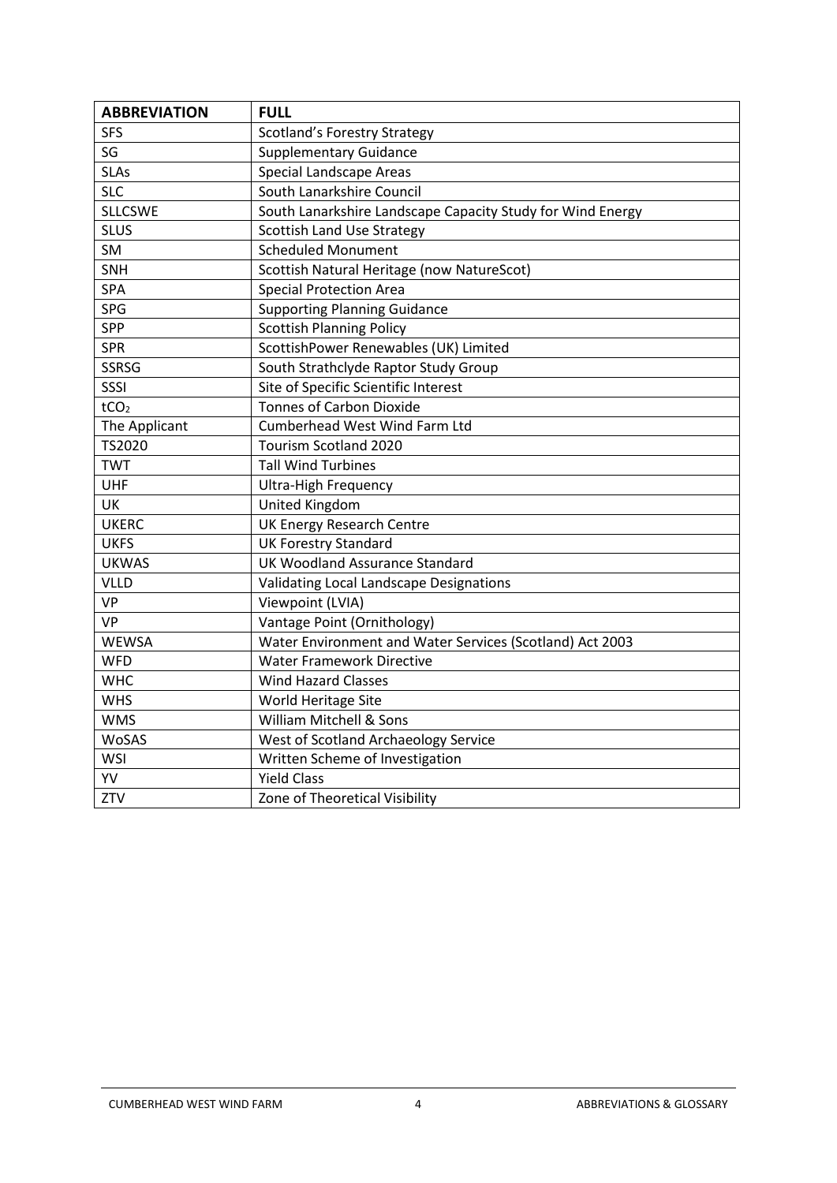| ABBREVIATION | FULL |
|---|---|
| SFS | Scotland's Forestry Strategy |
| SG | Supplementary Guidance |
| SLAs | Special Landscape Areas |
| SLC | South Lanarkshire Council |
| SLLCSWE | South Lanarkshire Landscape Capacity Study for Wind Energy |
| SLUS | Scottish Land Use Strategy |
| SM | Scheduled Monument |
| SNH | Scottish Natural Heritage (now NatureScot) |
| SPA | Special Protection Area |
| SPG | Supporting Planning Guidance |
| SPP | Scottish Planning Policy |
| SPR | ScottishPower Renewables (UK) Limited |
| SSRSG | South Strathclyde Raptor Study Group |
| SSSI | Site of Specific Scientific Interest |
| $tCO_2$ | Tonnes of Carbon Dioxide |
| The Applicant | Cumberhead West Wind Farm Ltd |
| TS2020 | Tourism Scotland 2020 |
| TWT | Tall Wind Turbines |
| UHF | Ultra-High Frequency |
| UK | United Kingdom |
| UKERC | UK Energy Research Centre |
| UKFS | UK Forestry Standard |
| UKWAS | UK Woodland Assurance Standard |
| VLLD | Validating Local Landscape Designations |
| VP | Viewpoint (LVIA) |
| VP | Vantage Point (Ornithology) |
| WEWSA | Water Environment and Water Services (Scotland) Act 2003 |
| WFD | Water Framework Directive |
| WHC | Wind Hazard Classes |
| WHS | World Heritage Site |
| WMS | William Mitchell & Sons |
| WoSAS | West of Scotland Archaeology Service |
| WSI | Written Scheme of Investigation |
| YV | Yield Class |
| ZTV | Zone of Theoretical Visibility |